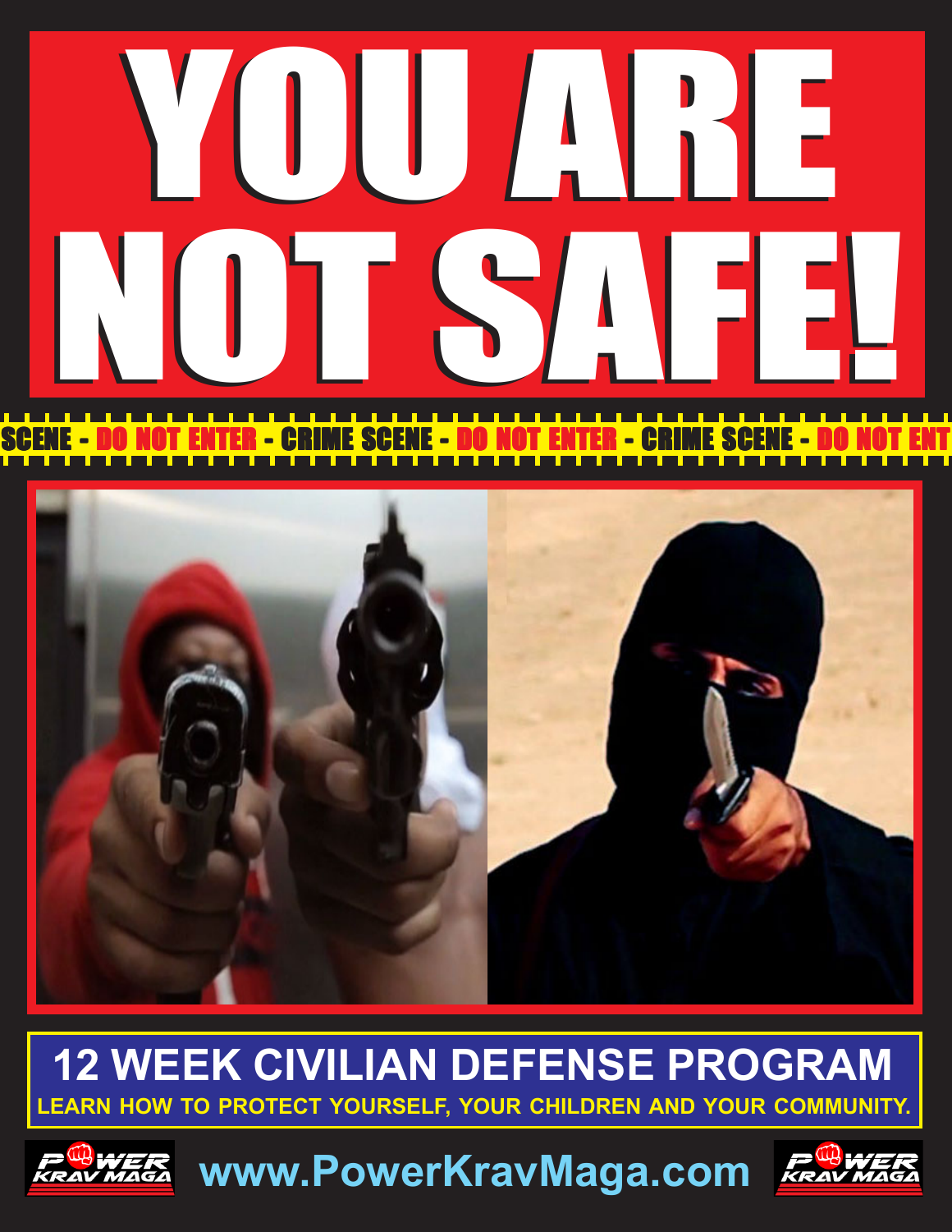# YOU ARE NOT SAFE!

SCENE - DO NOT ENTER - CRIME SCENE - DO NOT ENTER - CRIME SCENE - DO NOT ENT

## 12 WEEK CIVILIAN DEFENSE PROGRAM

**LEARN HOW TO PROTECT YOURSELF, YOUR CHILDREN AND YOUR COMMUNITY.**

POWER KRAV MAGA

www.PowerKravMaga.com

POWER KRAV MAGA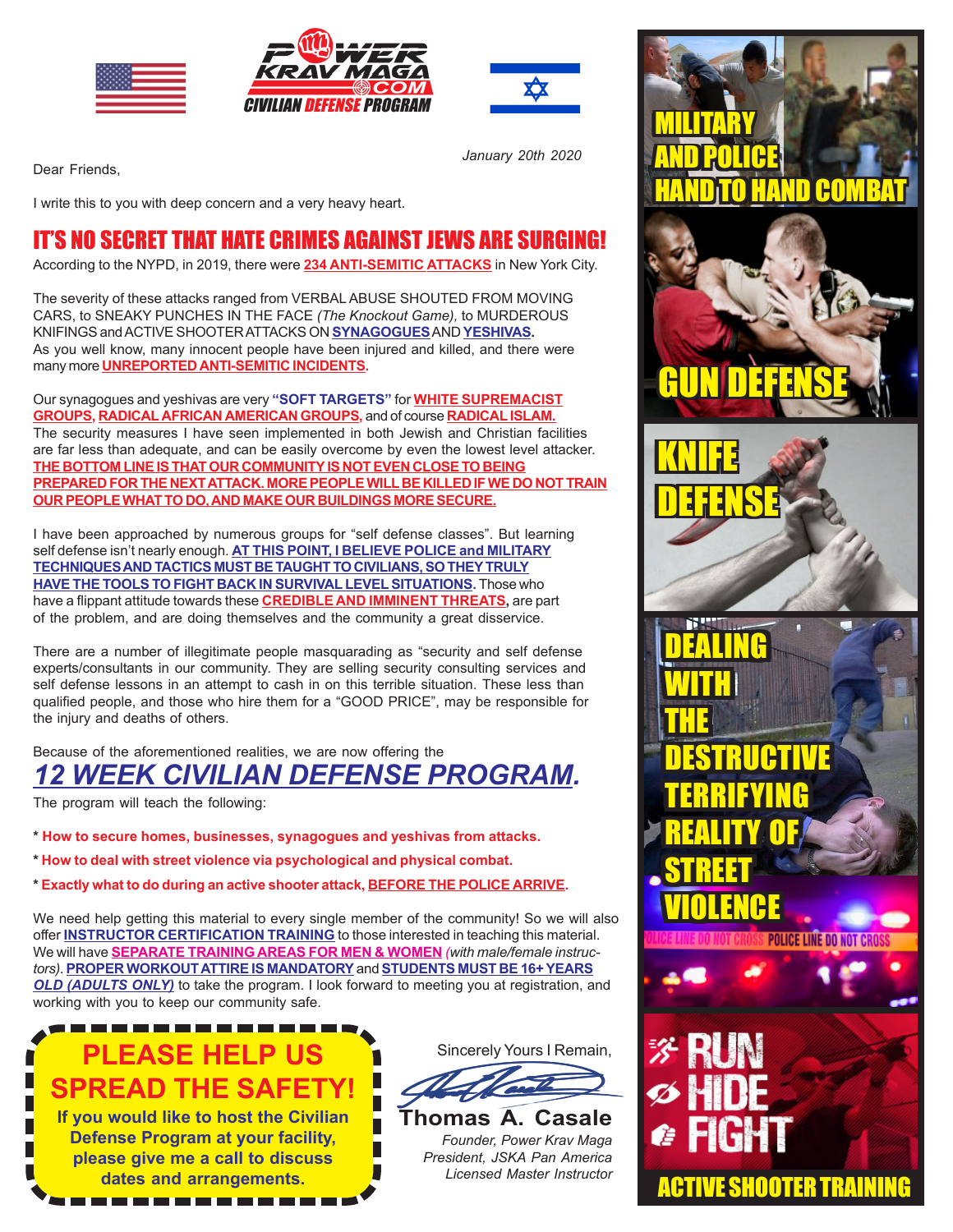POWER KRAV MAGA .COM
CIVILIAN DEFENSE PROGRAM

January 20th 2020

Dear Friends,

I write this to you with deep concern and a very heavy heart.

## IT'S NO SECRET THAT HATE CRIMES AGAINST JEWS ARE SURGING!

According to the NYPD, in 2019, there were **234 ANTI-SEMITIC ATTACKS** in New York City.

The severity of these attacks ranged from VERBAL ABUSE SHOUTED FROM MOVING CARS, to SNEAKY PUNCHES IN THE FACE *(The Knockout Game)*, to MURDEROUS KNIFINGS and ACTIVE SHOOTER ATTACKS ON **SYNAGOGUES** AND **YESHIVAS.** As you well know, many innocent people have been injured and killed, and there were many more **UNREPORTED ANTI-SEMITIC INCIDENTS.**

Our synagogues and yeshivas are very **"SOFT TARGETS"** for **WHITE SUPREMACIST GROUPS, RADICAL AFRICAN AMERICAN GROUPS,** and of course **RADICAL ISLAM.** The security measures I have seen implemented in both Jewish and Christian facilities are far less than adequate, and can be easily overcome by even the lowest level attacker. **THE BOTTOM LINE IS THAT OUR COMMUNITY IS NOT EVEN CLOSE TO BEING PREPARED FOR THE NEXT ATTACK. MORE PEOPLE WILL BE KILLED IF WE DO NOT TRAIN OUR PEOPLE WHAT TO DO, AND MAKE OUR BUILDINGS MORE SECURE.**

I have been approached by numerous groups for "self defense classes". But learning self defense isn't nearly enough. **AT THIS POINT, I BELIEVE POLICE and MILITARY TECHNIQUES AND TACTICS MUST BE TAUGHT TO CIVILIANS, SO THEY TRULY HAVE THE TOOLS TO FIGHT BACK IN SURVIVAL LEVEL SITUATIONS.** Those who have a flippant attitude towards these **CREDIBLE AND IMMINENT THREATS,** are part of the problem, and are doing themselves and the community a great disservice.

There are a number of illegitimate people masquarading as "security and self defense experts/consultants in our community. They are selling security consulting services and self defense lessons in an attempt to cash in on this terrible situation. These less than qualified people, and those who hire them for a "GOOD PRICE", may be responsible for the injury and deaths of others.

Because of the aforementioned realities, we are now offering the

## *12 WEEK CIVILIAN DEFENSE PROGRAM.*

The program will teach the following:

* **How to secure homes, businesses, synagogues and yeshivas from attacks.**
* **How to deal with street violence via psychological and physical combat.**
* **Exactly what to do during an active shooter attack, BEFORE THE POLICE ARRIVE.**

We need help getting this material to every single member of the community! So we will also offer **INSTRUCTOR CERTIFICATION TRAINING** to those interested in teaching this material. We will have **SEPARATE TRAINING AREAS FOR MEN & WOMEN** *(with male/female instructors)*. **PROPER WORKOUT ATTIRE IS MANDATORY** and **STUDENTS MUST BE 16+ YEARS *OLD (ADULTS ONLY)*** to take the program. I look forward to meeting you at registration, and working with you to keep our community safe.

**PLEASE HELP US SPREAD THE SAFETY!**

**If you would like to host the Civilian Defense Program at your facility, please give me a call to discuss dates and arrangements.**

Sincerely Yours I Remain,

**Thomas A. Casale**
*Founder, Power Krav Maga*
*President, JSKA Pan America*
*Licensed Master Instructor*

MILITARY AND POLICE HAND TO HAND COMBAT

GUN DEFENSE

KNIFE DEFENSE

DEALING WITH THE DESTRUCTIVE TERRIFYING REALITY OF STREET VIOLENCE

RUN
HIDE
FIGHT

ACTIVE SHOOTER TRAINING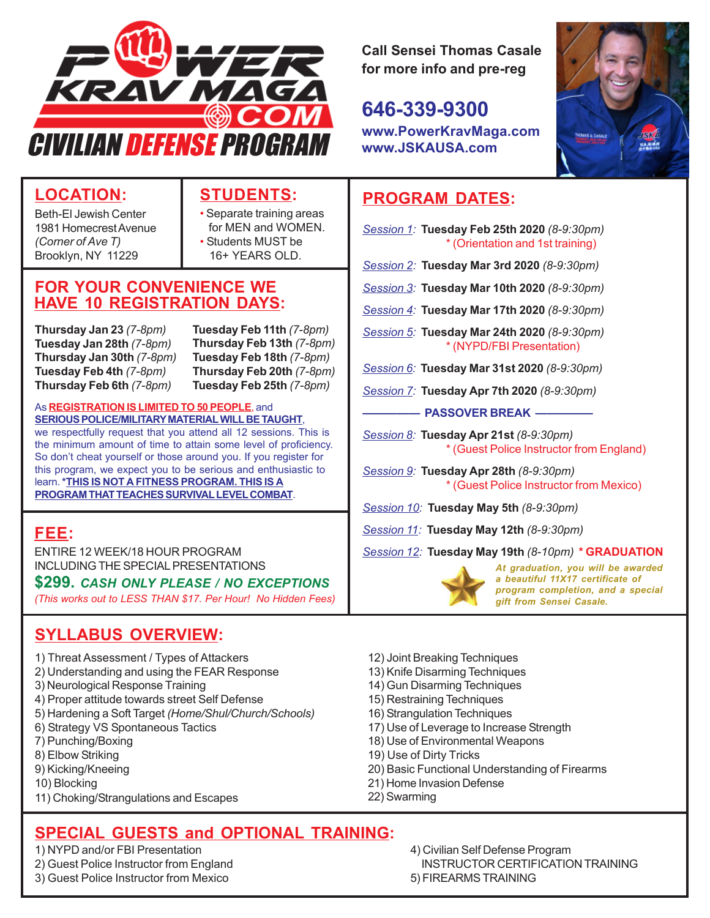# POWER KRAV MAGA .COM

## CIVILIAN DEFENSE PROGRAM

Call Sensei Thomas Casale for more info and pre-reg

**646-339-9300**

**www.PowerKravMaga.com**
**www.JSKAUSA.com**

## LOCATION:

Beth-El Jewish Center
1981 Homecrest Avenue
*(Corner of Ave T)*
Brooklyn, NY 11229

## STUDENTS:

- Separate training areas for MEN and WOMEN.
- Students MUST be 16+ YEARS OLD.

## FOR YOUR CONVENIENCE WE HAVE 10 REGISTRATION DAYS:

| | |
|---|---|
| **Thursday Jan 23** *(7-8pm)* | **Tuesday Feb 11th** *(7-8pm)* |
| **Tuesday Jan 28th** *(7-8pm)* | **Thursday Feb 13th** *(7-8pm)* |
| **Thursday Jan 30th** *(7-8pm)* | **Tuesday Feb 18th** *(7-8pm)* |
| **Tuesday Feb 4th** *(7-8pm)* | **Thursday Feb 20th** *(7-8pm)* |
| **Thursday Feb 6th** *(7-8pm)* | **Tuesday Feb 25th** *(7-8pm)* |

As **REGISTRATION IS LIMITED TO 50 PEOPLE**, and **SERIOUS POLICE/MILITARY MATERIAL WILL BE TAUGHT**, we respectfully request that you attend all 12 sessions. This is the minimum amount of time to attain some level of proficiency. So don't cheat yourself or those around you. If you register for this program, we expect you to be serious and enthusiastic to learn. ***THIS IS NOT A FITNESS PROGRAM. THIS IS A PROGRAM THAT TEACHES SURVIVAL LEVEL COMBAT**.

## FEE:

ENTIRE 12 WEEK/18 HOUR PROGRAM
INCLUDING THE SPECIAL PRESENTATIONS

**$299.** ***CASH ONLY PLEASE / NO EXCEPTIONS***

*(This works out to LESS THAN $17. Per Hour! No Hidden Fees)*

## PROGRAM DATES:

*Session 1:* **Tuesday Feb 25th 2020** *(8-9:30pm)*
\* (Orientation and 1st training)

*Session 2:* **Tuesday Mar 3rd 2020** *(8-9:30pm)*

*Session 3:* **Tuesday Mar 10th 2020** *(8-9:30pm)*

*Session 4:* **Tuesday Mar 17th 2020** *(8-9:30pm)*

*Session 5:* **Tuesday Mar 24th 2020** *(8-9:30pm)*
\* (NYPD/FBI Presentation)

*Session 6:* **Tuesday Mar 31st 2020** *(8-9:30pm)*

*Session 7:* **Tuesday Apr 7th 2020** *(8-9:30pm)*

**———— PASSOVER BREAK ————**

*Session 8:* **Tuesday Apr 21st** *(8-9:30pm)*
\* (Guest Police Instructor from England)

*Session 9:* **Tuesday Apr 28th** *(8-9:30pm)*
\* (Guest Police Instructor from Mexico)

*Session 10:* **Tuesday May 5th** *(8-9:30pm)*

*Session 11:* **Tuesday May 12th** *(8-9:30pm)*

*Session 12:* **Tuesday May 19th** *(8-10pm)* **\* GRADUATION**

***At graduation, you will be awarded a beautiful 11X17 certificate of program completion, and a special gift from Sensei Casale.***

## SYLLABUS OVERVIEW:

1) Threat Assessment / Types of Attackers
2) Understanding and using the FEAR Response
3) Neurological Response Training
4) Proper attitude towards street Self Defense
5) Hardening a Soft Target *(Home/Shul/Church/Schools)*
6) Strategy VS Spontaneous Tactics
7) Punching/Boxing
8) Elbow Striking
9) Kicking/Kneeing
10) Blocking
11) Choking/Strangulations and Escapes
12) Joint Breaking Techniques
13) Knife Disarming Techniques
14) Gun Disarming Techniques
15) Restraining Techniques
16) Strangulation Techniques
17) Use of Leverage to Increase Strength
18) Use of Environmental Weapons
19) Use of Dirty Tricks
20) Basic Functional Understanding of Firearms
21) Home Invasion Defense
22) Swarming

## SPECIAL GUESTS and OPTIONAL TRAINING:

1) NYPD and/or FBI Presentation
2) Guest Police Instructor from England
3) Guest Police Instructor from Mexico
4) Civilian Self Defense Program INSTRUCTOR CERTIFICATION TRAINING
5) FIREARMS TRAINING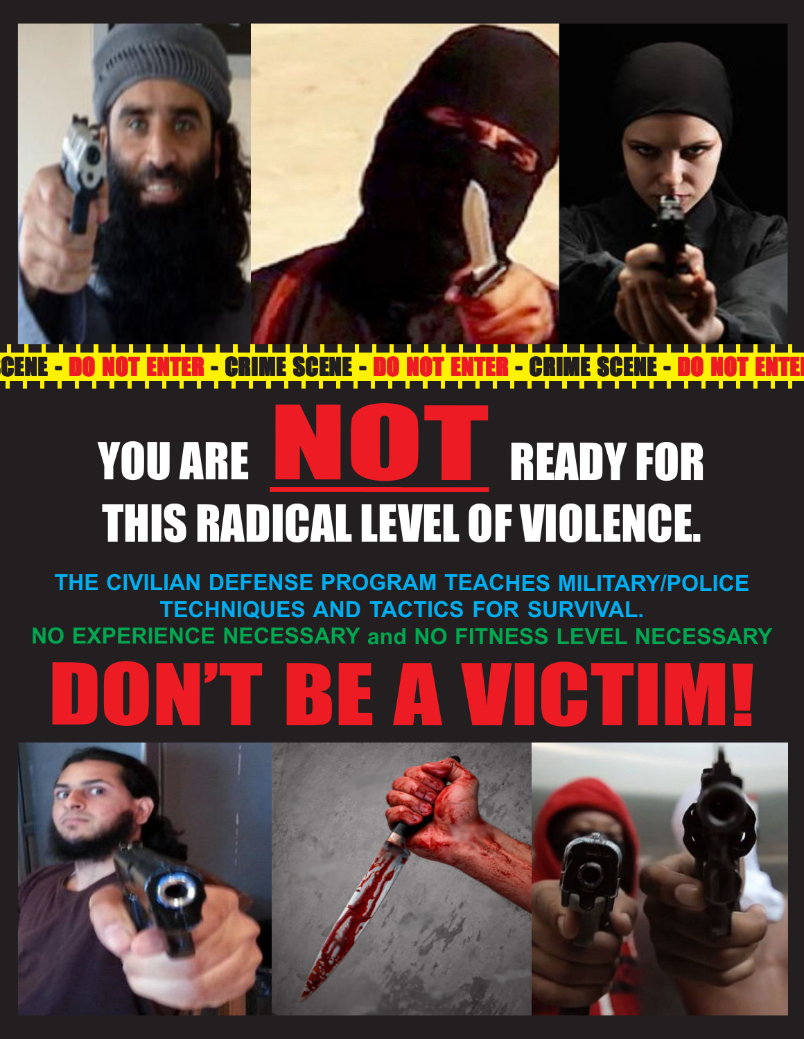CENE - DO NOT ENTER - CRIME SCENE - DO NOT ENTER - CRIME SCENE - DO NOT ENTE

# YOU ARE NOT READY FOR THIS RADICAL LEVEL OF VIOLENCE.

THE CIVILIAN DEFENSE PROGRAM TEACHES MILITARY/POLICE TECHNIQUES AND TACTICS FOR SURVIVAL.

NO EXPERIENCE NECESSARY and NO FITNESS LEVEL NECESSARY

# DON'T BE A VICTIM!